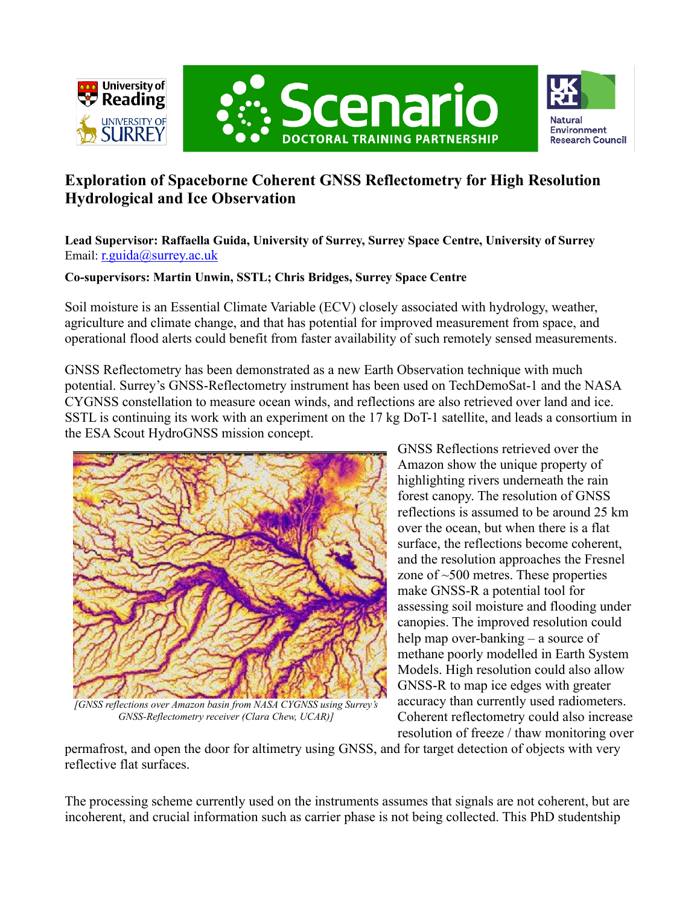# Exploration of Spaceborne Coherent GNSS Reflectometry for High Resolution Hydrological and Ice Observation

**Lead Supervisor: Raffaella Guida, University of Surrey, Surrey Space Centre, University of Surrey**
Email: r.guida@surrey.ac.uk

**Co-supervisors: Martin Unwin, SSTL; Chris Bridges, Surrey Space Centre**

Soil moisture is an Essential Climate Variable (ECV) closely associated with hydrology, weather, agriculture and climate change, and that has potential for improved measurement from space, and operational flood alerts could benefit from faster availability of such remotely sensed measurements.

GNSS Reflectometry has been demonstrated as a new Earth Observation technique with much potential. Surrey's GNSS-Reflectometry instrument has been used on TechDemoSat-1 and the NASA CYGNSS constellation to measure ocean winds, and reflections are also retrieved over land and ice. SSTL is continuing its work with an experiment on the 17 kg DoT-1 satellite, and leads a consortium in the ESA Scout HydroGNSS mission concept.

*[GNSS reflections over Amazon basin from NASA CYGNSS using Surrey's GNSS-Reflectometry receiver (Clara Chew, UCAR)]*

GNSS Reflections retrieved over the Amazon show the unique property of highlighting rivers underneath the rain forest canopy. The resolution of GNSS reflections is assumed to be around 25 km over the ocean, but when there is a flat surface, the reflections become coherent, and the resolution approaches the Fresnel zone of ~500 metres. These properties make GNSS-R a potential tool for assessing soil moisture and flooding under canopies. The improved resolution could help map over-banking – a source of methane poorly modelled in Earth System Models. High resolution could also allow GNSS-R to map ice edges with greater accuracy than currently used radiometers. Coherent reflectometry could also increase resolution of freeze / thaw monitoring over permafrost, and open the door for altimetry using GNSS, and for target detection of objects with very reflective flat surfaces.

The processing scheme currently used on the instruments assumes that signals are not coherent, but are incoherent, and crucial information such as carrier phase is not being collected. This PhD studentship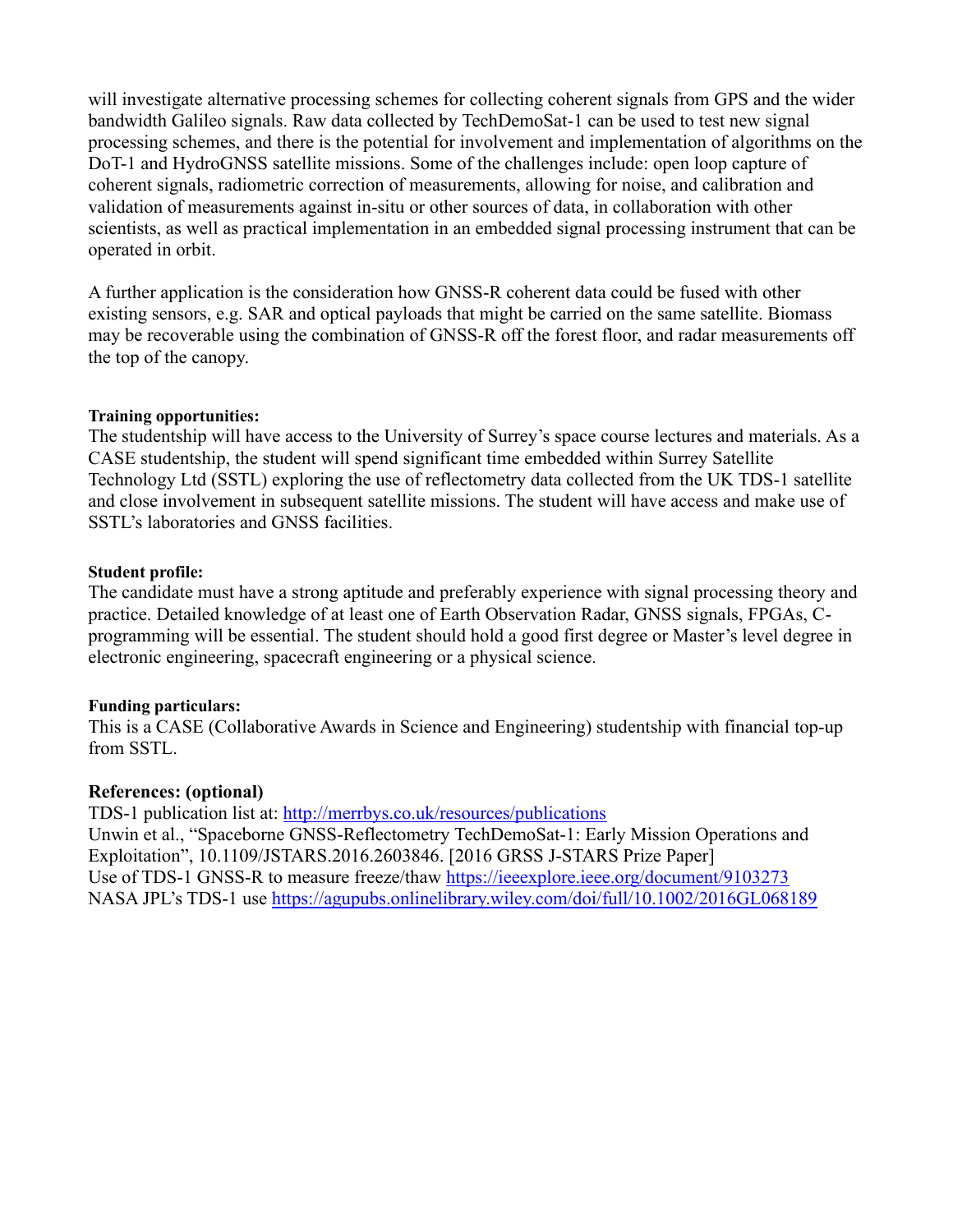will investigate alternative processing schemes for collecting coherent signals from GPS and the wider bandwidth Galileo signals. Raw data collected by TechDemoSat-1 can be used to test new signal processing schemes, and there is the potential for involvement and implementation of algorithms on the DoT-1 and HydroGNSS satellite missions. Some of the challenges include: open loop capture of coherent signals, radiometric correction of measurements, allowing for noise, and calibration and validation of measurements against in-situ or other sources of data, in collaboration with other scientists, as well as practical implementation in an embedded signal processing instrument that can be operated in orbit.

A further application is the consideration how GNSS-R coherent data could be fused with other existing sensors, e.g. SAR and optical payloads that might be carried on the same satellite. Biomass may be recoverable using the combination of GNSS-R off the forest floor, and radar measurements off the top of the canopy.

**Training opportunities:**
The studentship will have access to the University of Surrey's space course lectures and materials. As a CASE studentship, the student will spend significant time embedded within Surrey Satellite Technology Ltd (SSTL) exploring the use of reflectometry data collected from the UK TDS-1 satellite and close involvement in subsequent satellite missions. The student will have access and make use of SSTL's laboratories and GNSS facilities.

**Student profile:**
The candidate must have a strong aptitude and preferably experience with signal processing theory and practice. Detailed knowledge of at least one of Earth Observation Radar, GNSS signals, FPGAs, C-programming will be essential. The student should hold a good first degree or Master's level degree in electronic engineering, spacecraft engineering or a physical science.

**Funding particulars:**
This is a CASE (Collaborative Awards in Science and Engineering) studentship with financial top-up from SSTL.

**References: (optional)**

TDS-1 publication list at: http://merrbys.co.uk/resources/publications

Unwin et al., "Spaceborne GNSS-Reflectometry TechDemoSat-1: Early Mission Operations and Exploitation", 10.1109/JSTARS.2016.2603846. [2016 GRSS J-STARS Prize Paper]

Use of TDS-1 GNSS-R to measure freeze/thaw https://ieeexplore.ieee.org/document/9103273

NASA JPL's TDS-1 use https://agupubs.onlinelibrary.wiley.com/doi/full/10.1002/2016GL068189